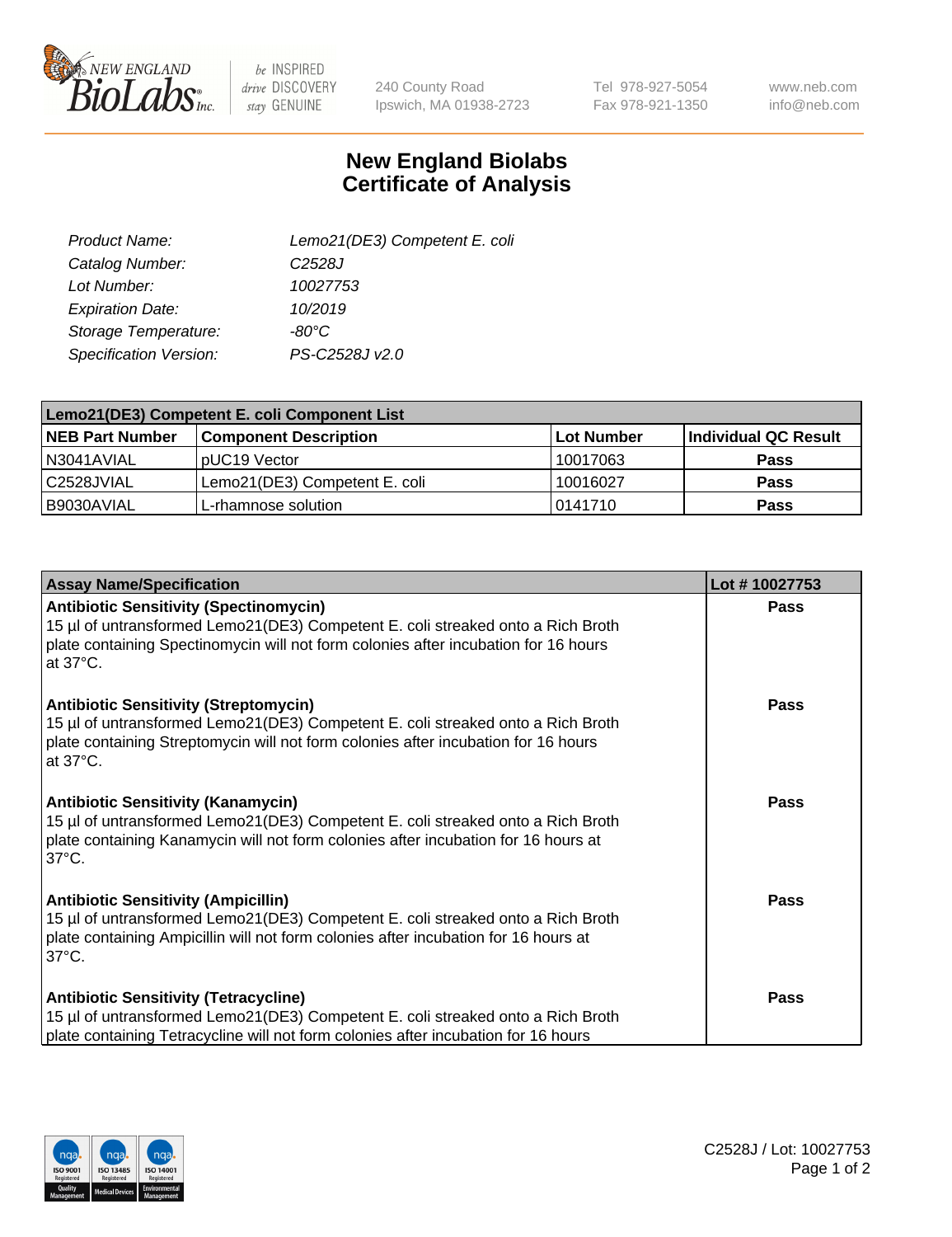New England BioLabs Inc. — be INSPIRED drive DISCOVERY stay GENUINE

240 County Road
Ipswich, MA 01938-2723

Tel 978-927-5054
Fax 978-921-1350

www.neb.com
info@neb.com

# New England Biolabs
# Certificate of Analysis

| | |
|---|---|
| *Product Name:* | *Lemo21(DE3) Competent E. coli* |
| *Catalog Number:* | *C2528J* |
| *Lot Number:* | *10027753* |
| *Expiration Date:* | *10/2019* |
| *Storage Temperature:* | *-80°C* |
| *Specification Version:* | *PS-C2528J v2.0* |

| **Lemo21(DE3) Competent E. coli Component List** | | | |
|---|---|---|---|
| **NEB Part Number** | **Component Description** | **Lot Number** | **Individual QC Result** |
| N3041AVIAL | pUC19 Vector | 10017063 | **Pass** |
| C2528JVIAL | Lemo21(DE3) Competent E. coli | 10016027 | **Pass** |
| B9030AVIAL | L-rhamnose solution | 0141710 | **Pass** |

| **Assay Name/Specification** | **Lot # 10027753** |
|---|---|
| **Antibiotic Sensitivity (Spectinomycin)** 15 µl of untransformed Lemo21(DE3) Competent E. coli streaked onto a Rich Broth plate containing Spectinomycin will not form colonies after incubation for 16 hours at 37°C. | **Pass** |
| **Antibiotic Sensitivity (Streptomycin)** 15 µl of untransformed Lemo21(DE3) Competent E. coli streaked onto a Rich Broth plate containing Streptomycin will not form colonies after incubation for 16 hours at 37°C. | **Pass** |
| **Antibiotic Sensitivity (Kanamycin)** 15 µl of untransformed Lemo21(DE3) Competent E. coli streaked onto a Rich Broth plate containing Kanamycin will not form colonies after incubation for 16 hours at 37°C. | **Pass** |
| **Antibiotic Sensitivity (Ampicillin)** 15 µl of untransformed Lemo21(DE3) Competent E. coli streaked onto a Rich Broth plate containing Ampicillin will not form colonies after incubation for 16 hours at 37°C. | **Pass** |
| **Antibiotic Sensitivity (Tetracycline)** 15 µl of untransformed Lemo21(DE3) Competent E. coli streaked onto a Rich Broth plate containing Tetracycline will not form colonies after incubation for 16 hours | **Pass** |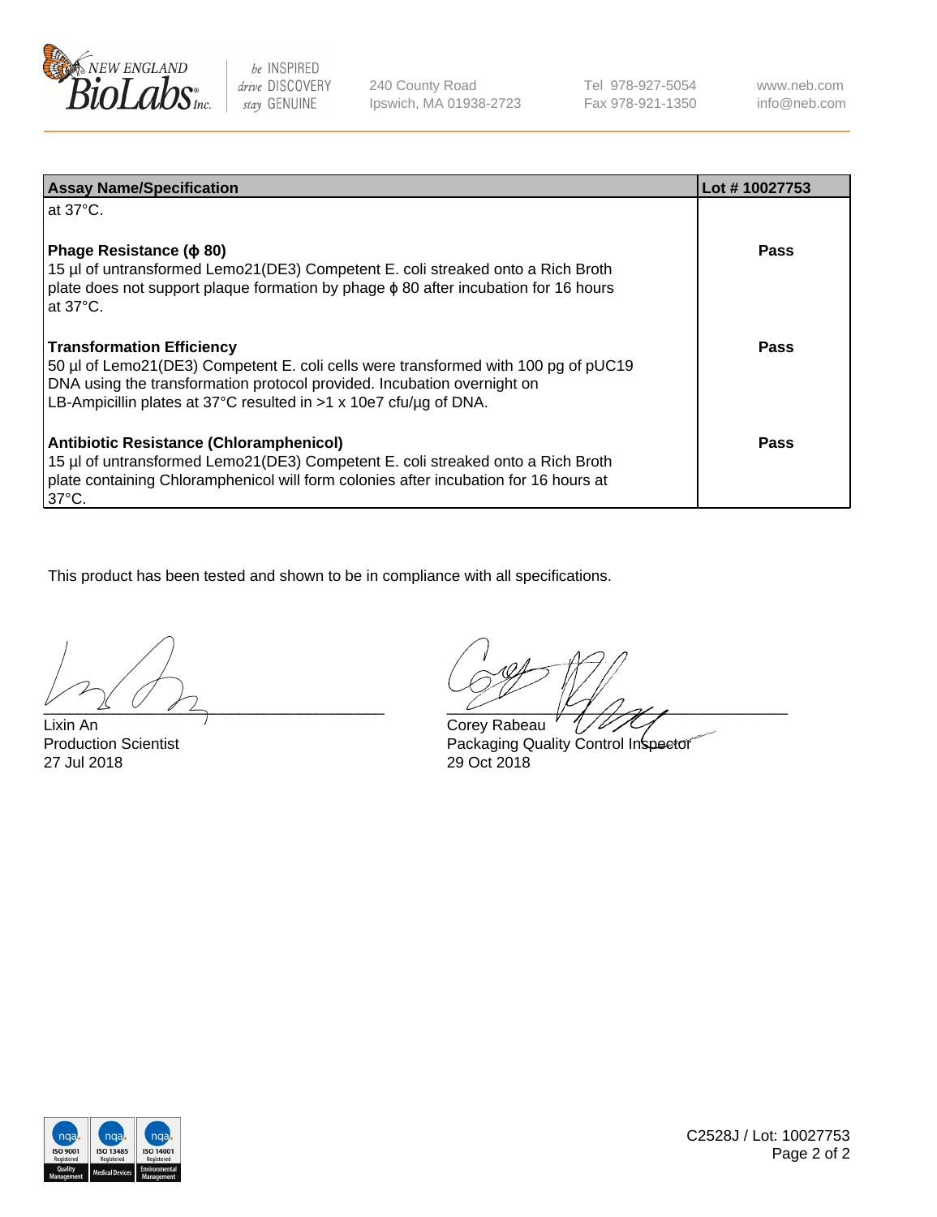| Assay Name/Specification | Lot # 10027753 |
| --- | --- |
| at 37°C. | |
| **Phage Resistance (ϕ 80)**<br>15 µl of untransformed Lemo21(DE3) Competent E. coli streaked onto a Rich Broth plate does not support plaque formation by phage ϕ 80 after incubation for 16 hours at 37°C. | **Pass** |
| **Transformation Efficiency**<br>50 µl of Lemo21(DE3) Competent E. coli cells were transformed with 100 pg of pUC19 DNA using the transformation protocol provided. Incubation overnight on LB-Ampicillin plates at 37°C resulted in >1 x 10e7 cfu/µg of DNA. | **Pass** |
| **Antibiotic Resistance (Chloramphenicol)**<br>15 µl of untransformed Lemo21(DE3) Competent E. coli streaked onto a Rich Broth plate containing Chloramphenicol will form colonies after incubation for 16 hours at 37°C. | **Pass** |

This product has been tested and shown to be in compliance with all specifications.

Lixin An
Production Scientist
27 Jul 2018

Corey Rabeau
Packaging Quality Control Inspector
29 Oct 2018

C2528J / Lot: 10027753